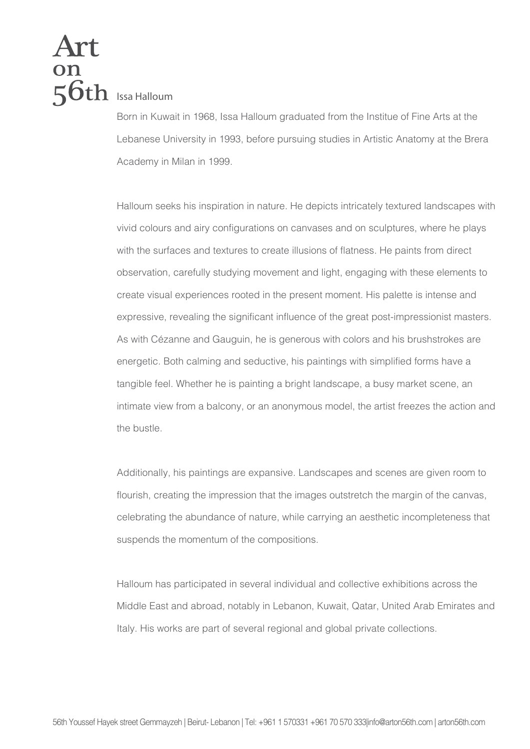# Art on 56th

## Issa Halloum

Born in Kuwait in 1968, Issa Halloum graduated from the Institue of Fine Arts at the Lebanese University in 1993, before pursuing studies in Artistic Anatomy at the Brera Academy in Milan in 1999.

Halloum seeks his inspiration in nature. He depicts intricately textured landscapes with vivid colours and airy configurations on canvases and on sculptures, where he plays with the surfaces and textures to create illusions of flatness. He paints from direct observation, carefully studying movement and light, engaging with these elements to create visual experiences rooted in the present moment. His palette is intense and expressive, revealing the significant influence of the great post-impressionist masters. As with Cézanne and Gauguin, he is generous with colors and his brushstrokes are energetic. Both calming and seductive, his paintings with simplified forms have a tangible feel. Whether he is painting a bright landscape, a busy market scene, an intimate view from a balcony, or an anonymous model, the artist freezes the action and the bustle.

Additionally, his paintings are expansive. Landscapes and scenes are given room to flourish, creating the impression that the images outstretch the margin of the canvas, celebrating the abundance of nature, while carrying an aesthetic incompleteness that suspends the momentum of the compositions.

Halloum has participated in several individual and collective exhibitions across the Middle East and abroad, notably in Lebanon, Kuwait, Qatar, United Arab Emirates and Italy. His works are part of several regional and global private collections.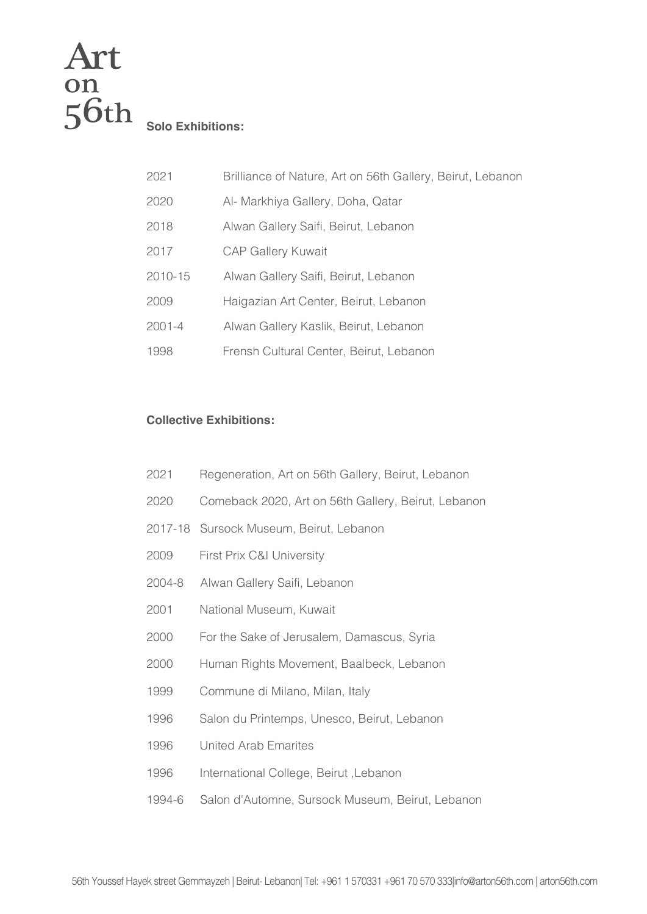**Solo Exhibitions:**

| | |
|---|---|
| 2021 | Brilliance of Nature, Art on 56th Gallery, Beirut, Lebanon |
| 2020 | Al- Markhiya Gallery, Doha, Qatar |
| 2018 | Alwan Gallery Saifi, Beirut, Lebanon |
| 2017 | CAP Gallery Kuwait |
| 2010-15 | Alwan Gallery Saifi, Beirut, Lebanon |
| 2009 | Haigazian Art Center, Beirut, Lebanon |
| 2001-4 | Alwan Gallery Kaslik, Beirut, Lebanon |
| 1998 | Frensh Cultural Center, Beirut, Lebanon |

**Collective Exhibitions:**

| | |
|---|---|
| 2021 | Regeneration, Art on 56th Gallery, Beirut, Lebanon |
| 2020 | Comeback 2020, Art on 56th Gallery, Beirut, Lebanon |
| 2017-18 | Sursock Museum, Beirut, Lebanon |
| 2009 | First Prix C&I University |
| 2004-8 | Alwan Gallery Saifi, Lebanon |
| 2001 | National Museum, Kuwait |
| 2000 | For the Sake of Jerusalem, Damascus, Syria |
| 2000 | Human Rights Movement, Baalbeck, Lebanon |
| 1999 | Commune di Milano, Milan, Italy |
| 1996 | Salon du Printemps, Unesco, Beirut, Lebanon |
| 1996 | United Arab Emarites |
| 1996 | International College, Beirut ,Lebanon |
| 1994-6 | Salon d'Automne, Sursock Museum, Beirut, Lebanon |